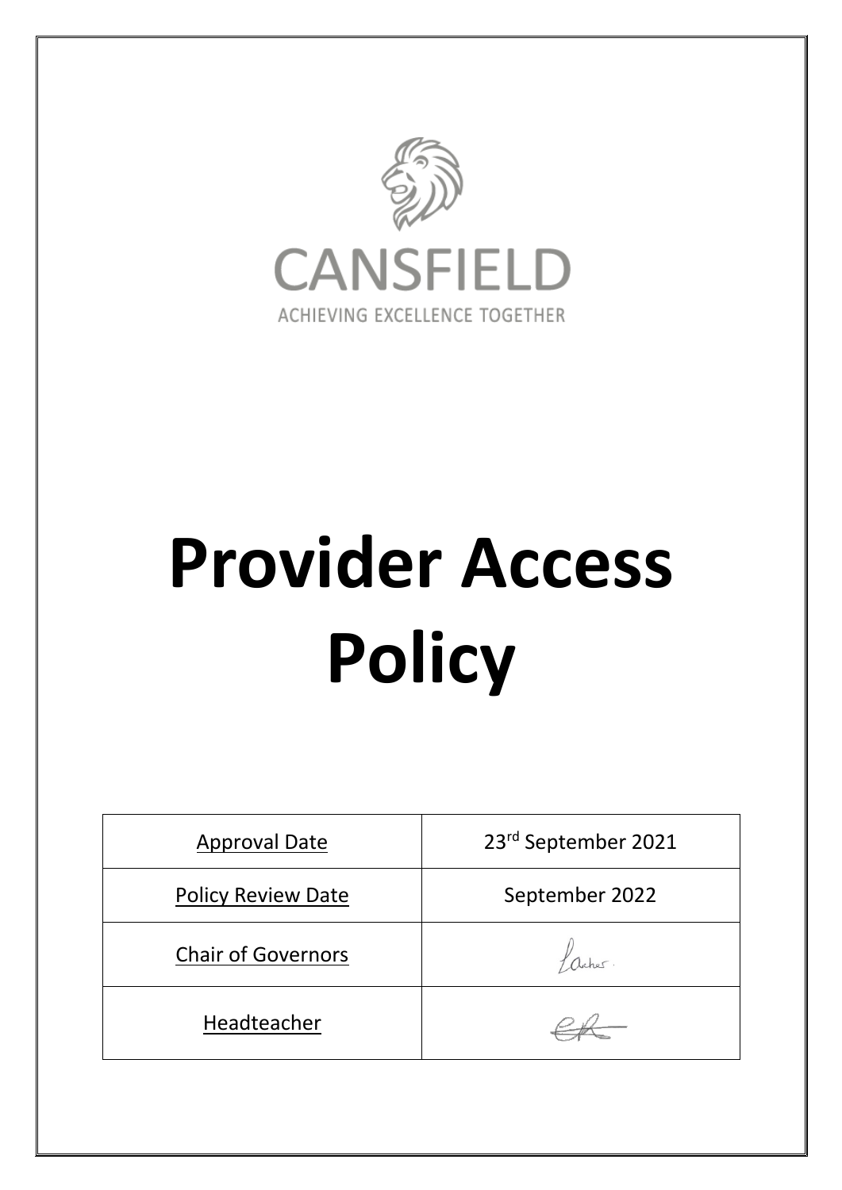CANSFIELD

ACHIEVING EXCELLENCE TOGETHER

# Provider Access Policy

| Approval Date | 23rd September 2021 |
| --- | --- |
| Policy Review Date | September 2022 |
| Chair of Governors | |
| Headteacher | |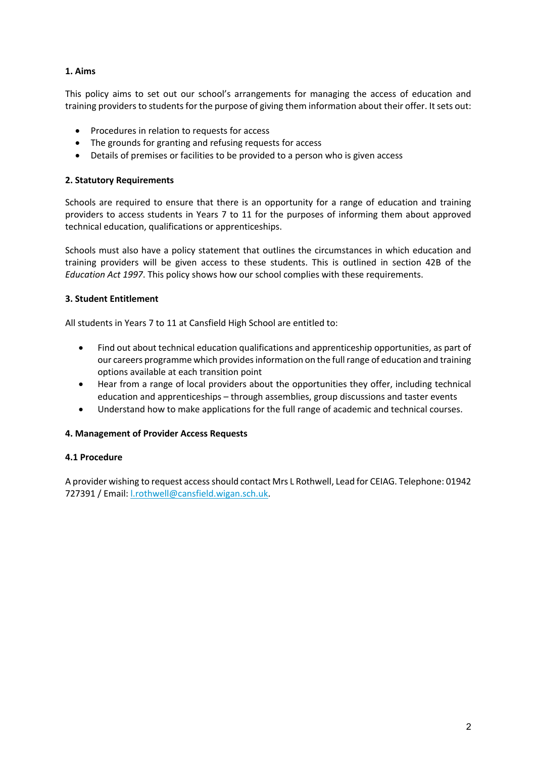## 1. Aims

This policy aims to set out our school's arrangements for managing the access of education and training providers to students for the purpose of giving them information about their offer. It sets out:

- Procedures in relation to requests for access
- The grounds for granting and refusing requests for access
- Details of premises or facilities to be provided to a person who is given access

## 2. Statutory Requirements

Schools are required to ensure that there is an opportunity for a range of education and training providers to access students in Years 7 to 11 for the purposes of informing them about approved technical education, qualifications or apprenticeships.

Schools must also have a policy statement that outlines the circumstances in which education and training providers will be given access to these students. This is outlined in section 42B of the *Education Act 1997*. This policy shows how our school complies with these requirements.

## 3. Student Entitlement

All students in Years 7 to 11 at Cansfield High School are entitled to:

- Find out about technical education qualifications and apprenticeship opportunities, as part of our careers programme which provides information on the full range of education and training options available at each transition point
- Hear from a range of local providers about the opportunities they offer, including technical education and apprenticeships – through assemblies, group discussions and taster events
- Understand how to make applications for the full range of academic and technical courses.

## 4. Management of Provider Access Requests

### 4.1 Procedure

A provider wishing to request access should contact Mrs L Rothwell, Lead for CEIAG. Telephone: 01942 727391 / Email: [l.rothwell@cansfield.wigan.sch.uk](mailto:l.rothwell@cansfield.wigan.sch.uk).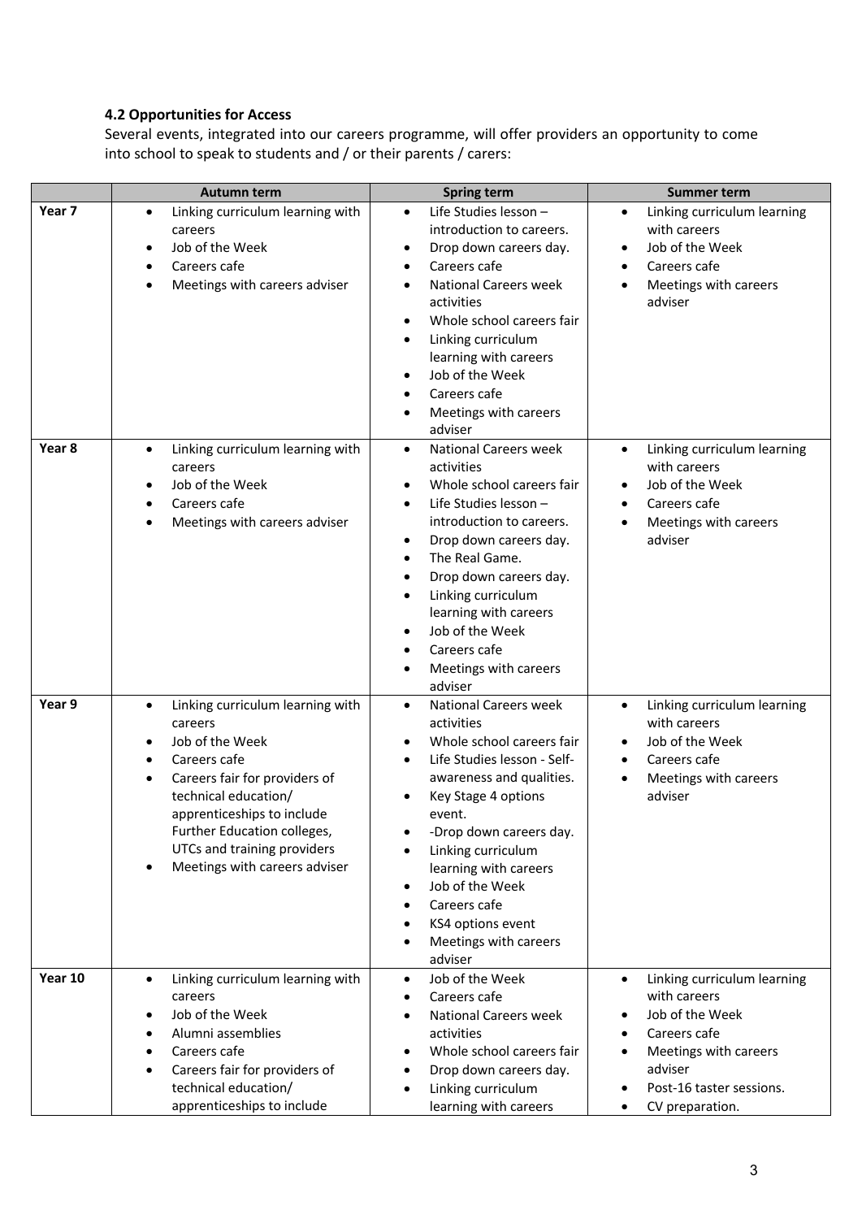**4.2 Opportunities for Access**

Several events, integrated into our careers programme, will offer providers an opportunity to come into school to speak to students and / or their parents / carers:

| | Autumn term | Spring term | Summer term |
|---|---|---|---|
| Year 7 | • Linking curriculum learning with careers<br>• Job of the Week<br>• Careers cafe<br>• Meetings with careers adviser | • Life Studies lesson – introduction to careers.<br>• Drop down careers day.<br>• Careers cafe<br>• National Careers week activities<br>• Whole school careers fair<br>• Linking curriculum learning with careers<br>• Job of the Week<br>• Careers cafe<br>• Meetings with careers adviser | • Linking curriculum learning with careers<br>• Job of the Week<br>• Careers cafe<br>• Meetings with careers adviser |
| Year 8 | • Linking curriculum learning with careers<br>• Job of the Week<br>• Careers cafe<br>• Meetings with careers adviser | • National Careers week activities<br>• Whole school careers fair<br>• Life Studies lesson – introduction to careers.<br>• Drop down careers day.<br>• The Real Game.<br>• Drop down careers day.<br>• Linking curriculum learning with careers<br>• Job of the Week<br>• Careers cafe<br>• Meetings with careers adviser | • Linking curriculum learning with careers<br>• Job of the Week<br>• Careers cafe<br>• Meetings with careers adviser |
| Year 9 | • Linking curriculum learning with careers<br>• Job of the Week<br>• Careers cafe<br>• Careers fair for providers of technical education/ apprenticeships to include Further Education colleges, UTCs and training providers<br>• Meetings with careers adviser | • National Careers week activities<br>• Whole school careers fair<br>• Life Studies lesson - Self-awareness and qualities.<br>• Key Stage 4 options event.<br>• -Drop down careers day.<br>• Linking curriculum learning with careers<br>• Job of the Week<br>• Careers cafe<br>• KS4 options event<br>• Meetings with careers adviser | • Linking curriculum learning with careers<br>• Job of the Week<br>• Careers cafe<br>• Meetings with careers adviser |
| Year 10 | • Linking curriculum learning with careers<br>• Job of the Week<br>• Alumni assemblies<br>• Careers cafe<br>• Careers fair for providers of technical education/ apprenticeships to include | • Job of the Week<br>• Careers cafe<br>• National Careers week activities<br>• Whole school careers fair<br>• Drop down careers day.<br>• Linking curriculum learning with careers | • Linking curriculum learning with careers<br>• Job of the Week<br>• Careers cafe<br>• Meetings with careers adviser<br>• Post-16 taster sessions.<br>• CV preparation. |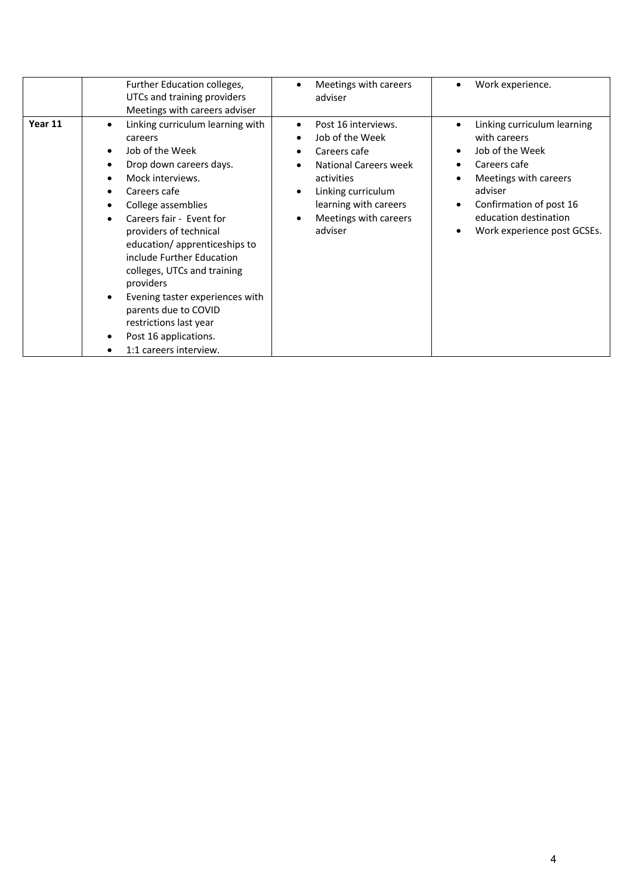| | | | |
|---|---|---|---|
| | Further Education colleges, UTCs and training providers<br>Meetings with careers adviser | • Meetings with careers adviser | • Work experience. |
| **Year 11** | • Linking curriculum learning with careers<br>• Job of the Week<br>• Drop down careers days.<br>• Mock interviews.<br>• Careers cafe<br>• College assemblies<br>• Careers fair - Event for providers of technical education/ apprenticeships to include Further Education colleges, UTCs and training providers<br>• Evening taster experiences with parents due to COVID restrictions last year<br>• Post 16 applications.<br>• 1:1 careers interview. | • Post 16 interviews.<br>• Job of the Week<br>• Careers cafe<br>• National Careers week activities<br>• Linking curriculum learning with careers<br>• Meetings with careers adviser | • Linking curriculum learning with careers<br>• Job of the Week<br>• Careers cafe<br>• Meetings with careers adviser<br>• Confirmation of post 16 education destination<br>• Work experience post GCSEs. |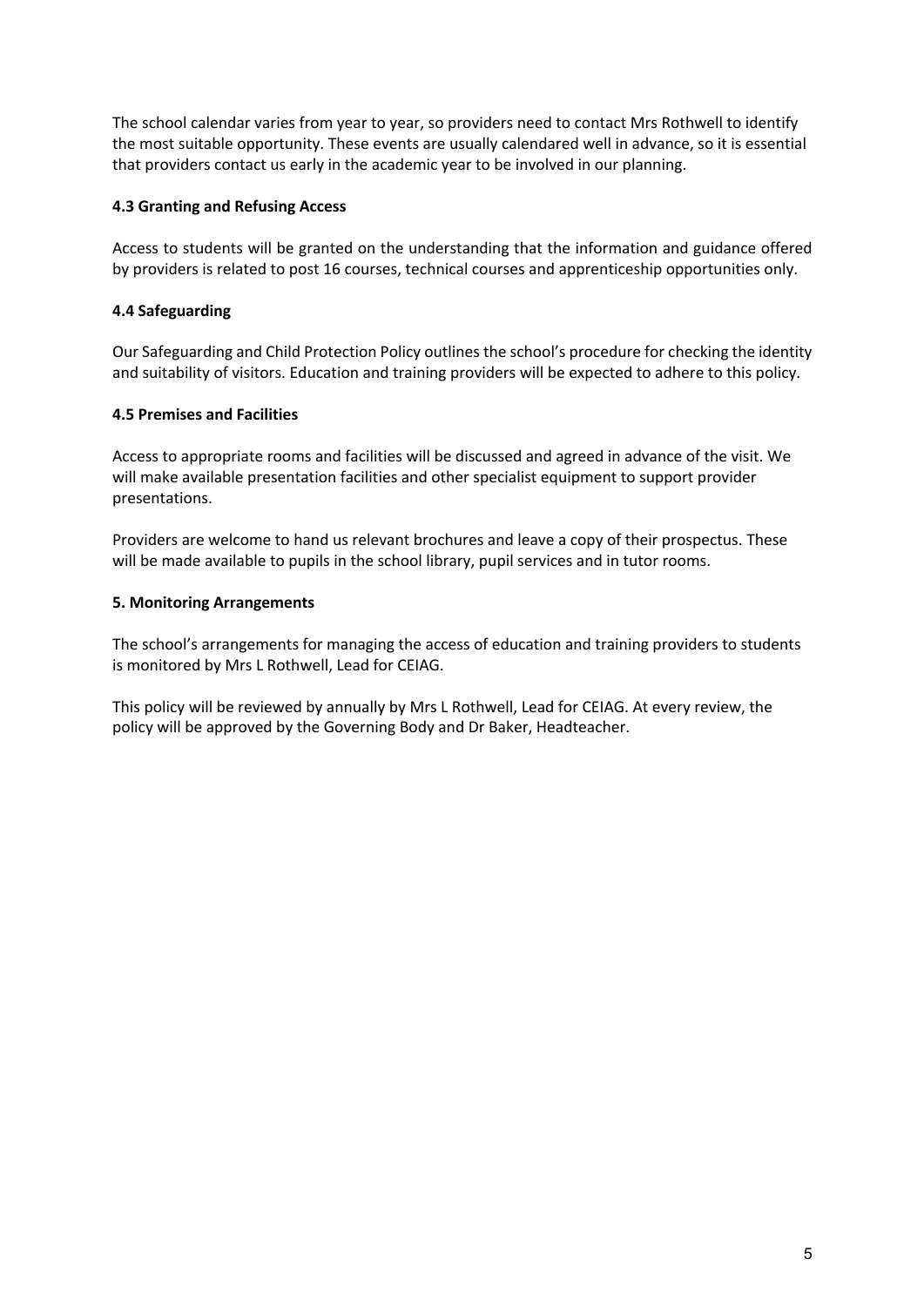The school calendar varies from year to year, so providers need to contact Mrs Rothwell to identify the most suitable opportunity. These events are usually calendared well in advance, so it is essential that providers contact us early in the academic year to be involved in our planning.

### 4.3 Granting and Refusing Access

Access to students will be granted on the understanding that the information and guidance offered by providers is related to post 16 courses, technical courses and apprenticeship opportunities only.

### 4.4 Safeguarding

Our Safeguarding and Child Protection Policy outlines the school's procedure for checking the identity and suitability of visitors. Education and training providers will be expected to adhere to this policy.

### 4.5 Premises and Facilities

Access to appropriate rooms and facilities will be discussed and agreed in advance of the visit. We will make available presentation facilities and other specialist equipment to support provider presentations.

Providers are welcome to hand us relevant brochures and leave a copy of their prospectus. These will be made available to pupils in the school library, pupil services and in tutor rooms.

## 5. Monitoring Arrangements

The school's arrangements for managing the access of education and training providers to students is monitored by Mrs L Rothwell, Lead for CEIAG.

This policy will be reviewed by annually by Mrs L Rothwell, Lead for CEIAG. At every review, the policy will be approved by the Governing Body and Dr Baker, Headteacher.